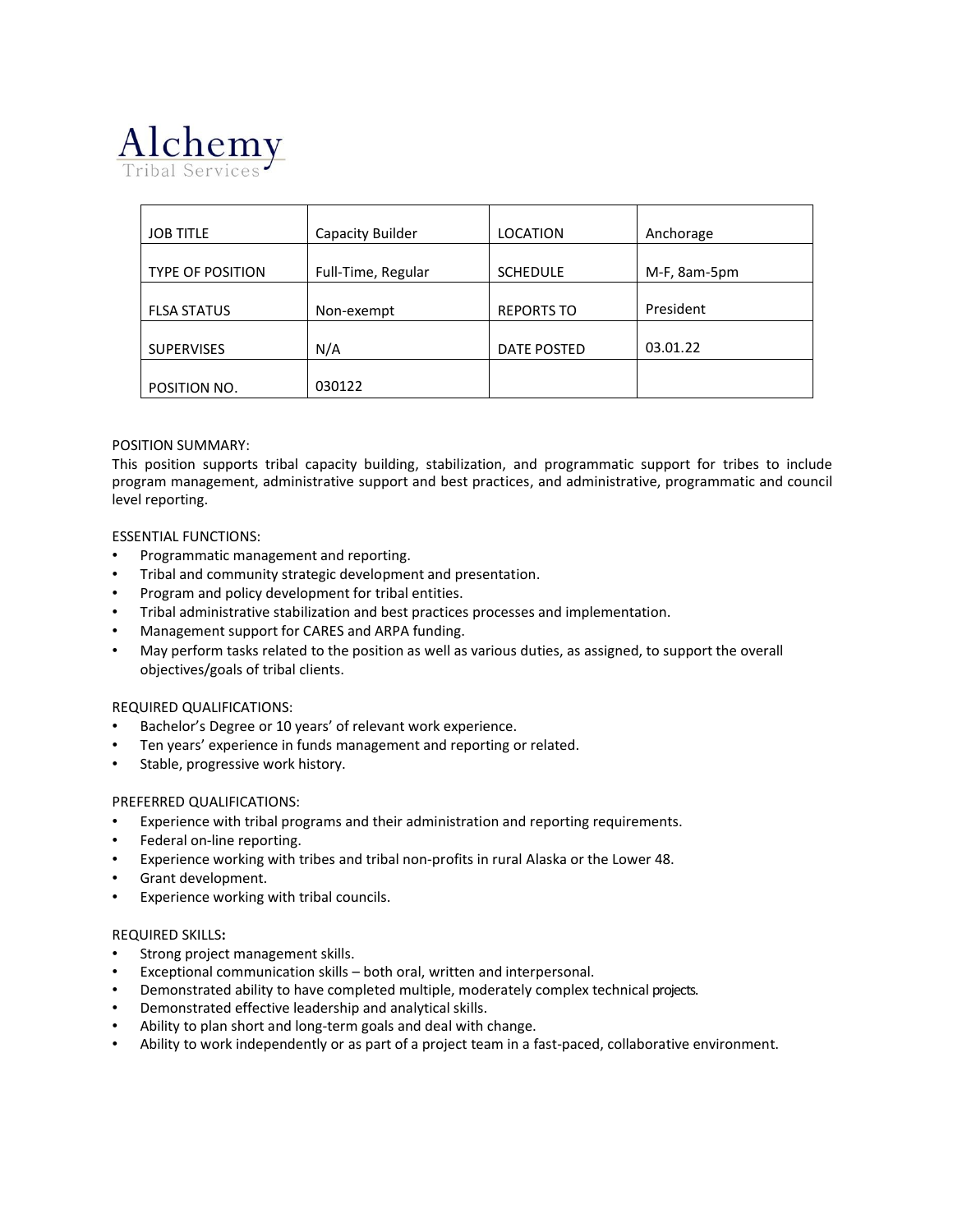# Alchemy
Tribal Services

| JOB TITLE | Capacity Builder | LOCATION | Anchorage |
|---|---|---|---|
| TYPE OF POSITION | Full-Time, Regular | SCHEDULE | M-F, 8am-5pm |
| FLSA STATUS | Non-exempt | REPORTS TO | President |
| SUPERVISES | N/A | DATE POSTED | 03.01.22 |
| POSITION NO. | 030122 | | |

POSITION SUMMARY:
This position supports tribal capacity building, stabilization, and programmatic support for tribes to include program management, administrative support and best practices, and administrative, programmatic and council level reporting.

ESSENTIAL FUNCTIONS:
- Programmatic management and reporting.
- Tribal and community strategic development and presentation.
- Program and policy development for tribal entities.
- Tribal administrative stabilization and best practices processes and implementation.
- Management support for CARES and ARPA funding.
- May perform tasks related to the position as well as various duties, as assigned, to support the overall objectives/goals of tribal clients.

REQUIRED QUALIFICATIONS:
- Bachelor's Degree or 10 years' of relevant work experience.
- Ten years' experience in funds management and reporting or related.
- Stable, progressive work history.

PREFERRED QUALIFICATIONS:
- Experience with tribal programs and their administration and reporting requirements.
- Federal on-line reporting.
- Experience working with tribes and tribal non-profits in rural Alaska or the Lower 48.
- Grant development.
- Experience working with tribal councils.

REQUIRED SKILLS**:**
- Strong project management skills.
- Exceptional communication skills – both oral, written and interpersonal.
- Demonstrated ability to have completed multiple, moderately complex technical projects.
- Demonstrated effective leadership and analytical skills.
- Ability to plan short and long-term goals and deal with change.
- Ability to work independently or as part of a project team in a fast-paced, collaborative environment.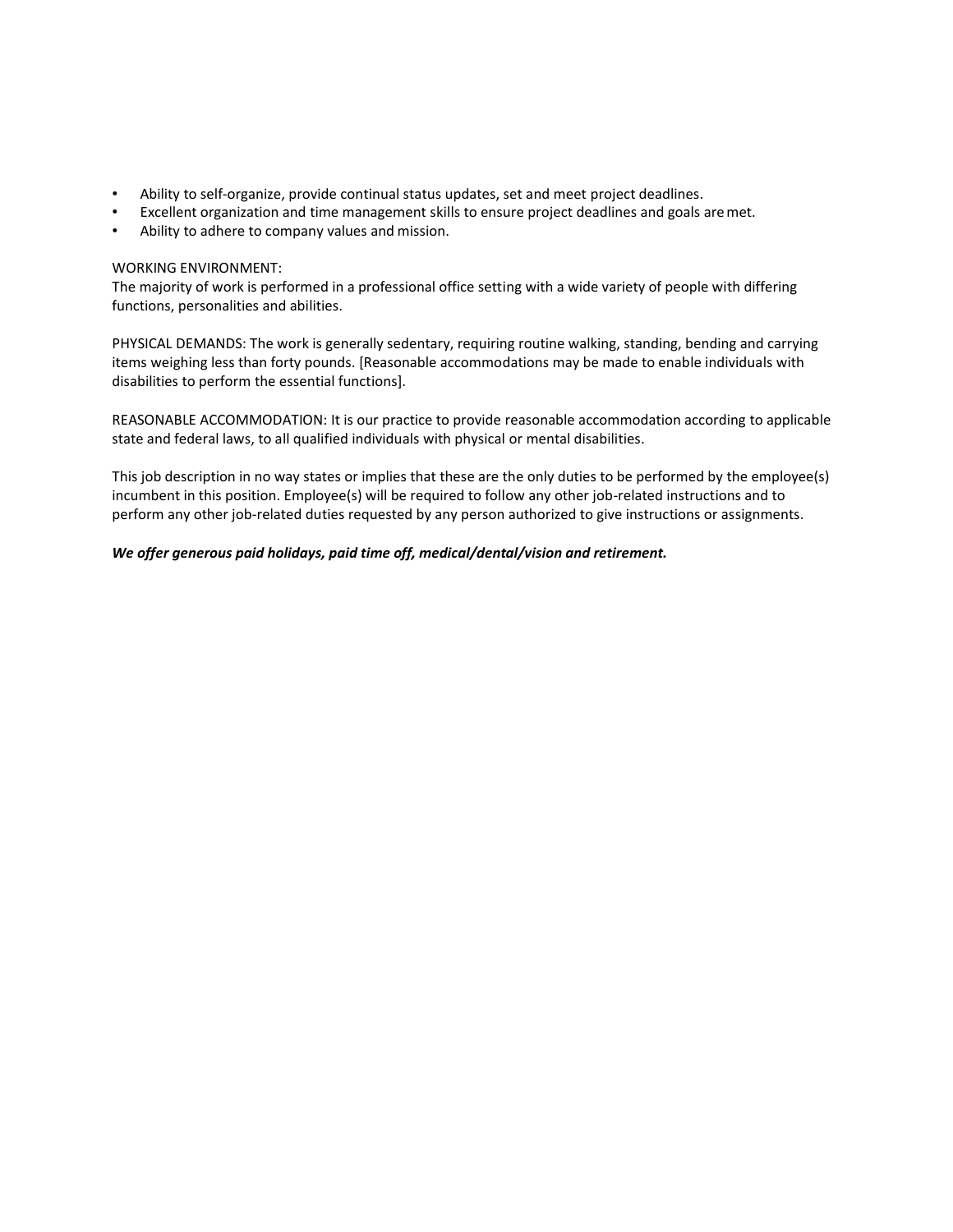- Ability to self-organize, provide continual status updates, set and meet project deadlines.
- Excellent organization and time management skills to ensure project deadlines and goals are met.
- Ability to adhere to company values and mission.

WORKING ENVIRONMENT:
The majority of work is performed in a professional office setting with a wide variety of people with differing functions, personalities and abilities.

PHYSICAL DEMANDS: The work is generally sedentary, requiring routine walking, standing, bending and carrying items weighing less than forty pounds. [Reasonable accommodations may be made to enable individuals with disabilities to perform the essential functions].

REASONABLE ACCOMMODATION: It is our practice to provide reasonable accommodation according to applicable state and federal laws, to all qualified individuals with physical or mental disabilities.

This job description in no way states or implies that these are the only duties to be performed by the employee(s) incumbent in this position. Employee(s) will be required to follow any other job-related instructions and to perform any other job-related duties requested by any person authorized to give instructions or assignments.

***We offer generous paid holidays, paid time off, medical/dental/vision and retirement.***